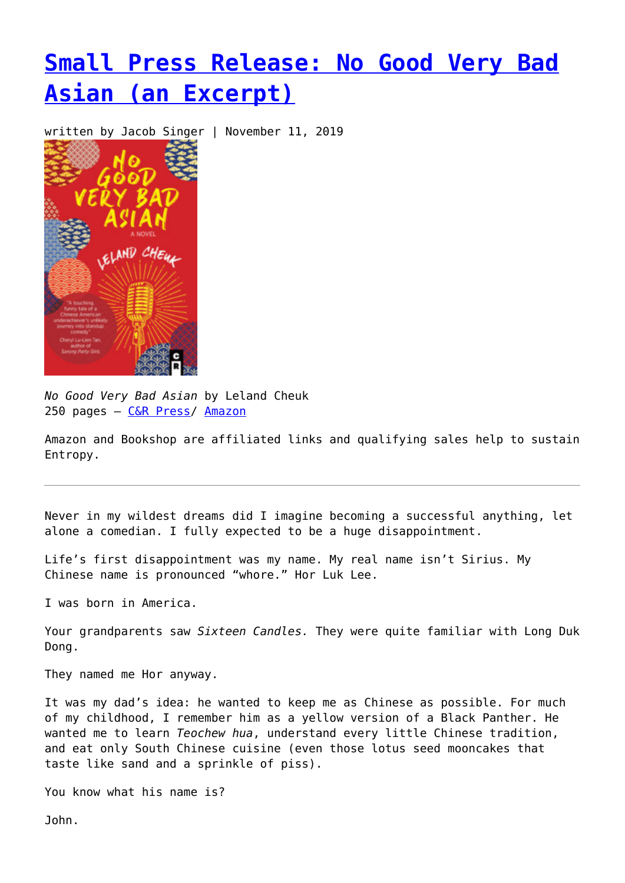# Small Press Release: No Good Very Bad Asian (an Excerpt)

written by Jacob Singer | November 11, 2019

*No Good Very Bad Asian* by Leland Cheuk
250 pages – C&R Press/ Amazon

Amazon and Bookshop are affiliated links and qualifying sales help to sustain Entropy.

---

Never in my wildest dreams did I imagine becoming a successful anything, let alone a comedian. I fully expected to be a huge disappointment.

Life's first disappointment was my name. My real name isn't Sirius. My Chinese name is pronounced "whore." Hor Luk Lee.

I was born in America.

Your grandparents saw *Sixteen Candles.* They were quite familiar with Long Duk Dong.

They named me Hor anyway.

It was my dad's idea: he wanted to keep me as Chinese as possible. For much of my childhood, I remember him as a yellow version of a Black Panther. He wanted me to learn *Teochew hua*, understand every little Chinese tradition, and eat only South Chinese cuisine (even those lotus seed mooncakes that taste like sand and a sprinkle of piss).

You know what his name is?

John.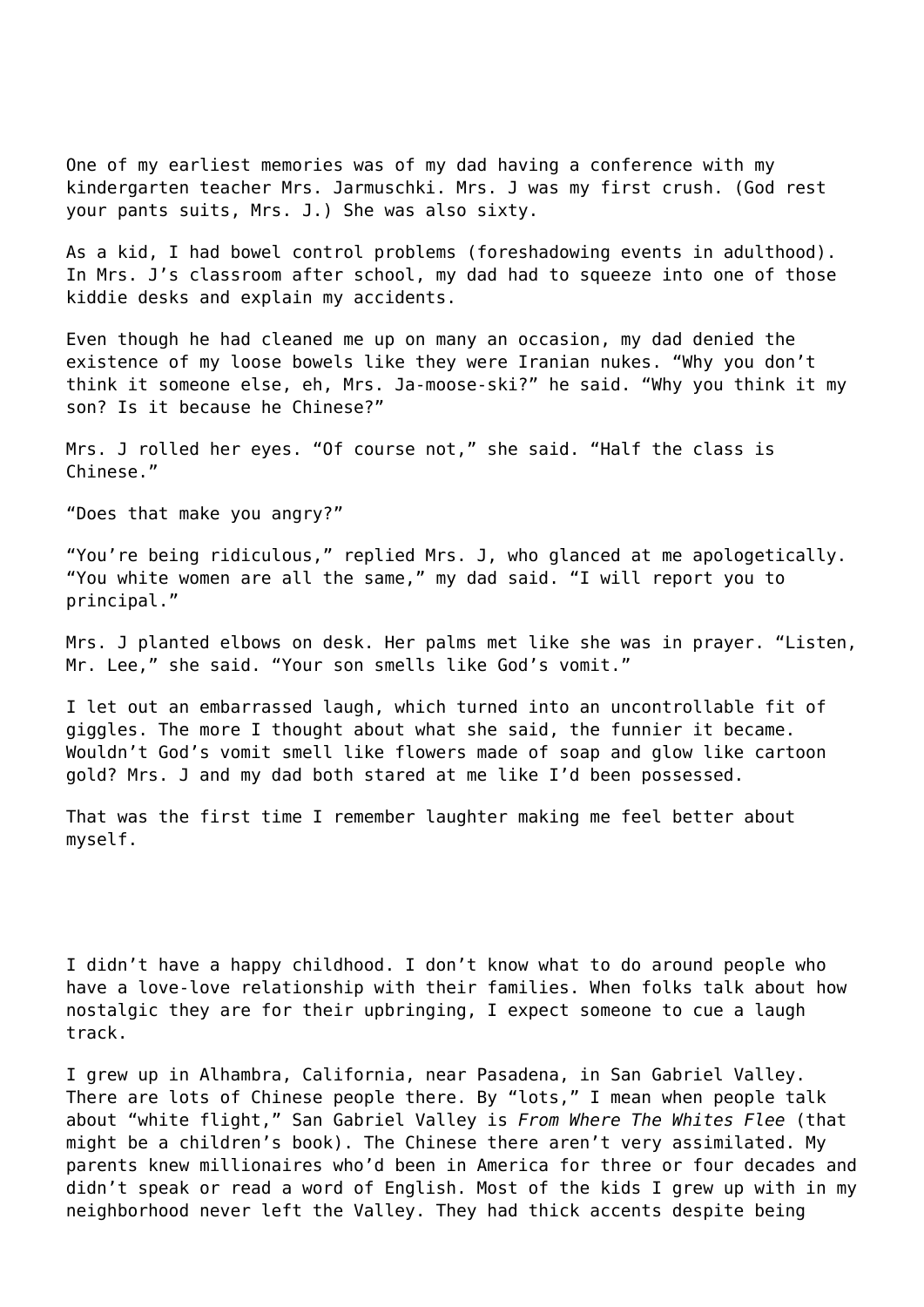One of my earliest memories was of my dad having a conference with my kindergarten teacher Mrs. Jarmuschki. Mrs. J was my first crush. (God rest your pants suits, Mrs. J.) She was also sixty.

As a kid, I had bowel control problems (foreshadowing events in adulthood). In Mrs. J's classroom after school, my dad had to squeeze into one of those kiddie desks and explain my accidents.

Even though he had cleaned me up on many an occasion, my dad denied the existence of my loose bowels like they were Iranian nukes. "Why you don't think it someone else, eh, Mrs. Ja-moose-ski?" he said. "Why you think it my son? Is it because he Chinese?"

Mrs. J rolled her eyes. "Of course not," she said. "Half the class is Chinese."

"Does that make you angry?"

"You're being ridiculous," replied Mrs. J, who glanced at me apologetically. "You white women are all the same," my dad said. "I will report you to principal."

Mrs. J planted elbows on desk. Her palms met like she was in prayer. "Listen, Mr. Lee," she said. "Your son smells like God's vomit."

I let out an embarrassed laugh, which turned into an uncontrollable fit of giggles. The more I thought about what she said, the funnier it became. Wouldn't God's vomit smell like flowers made of soap and glow like cartoon gold? Mrs. J and my dad both stared at me like I'd been possessed.

That was the first time I remember laughter making me feel better about myself.

I didn't have a happy childhood. I don't know what to do around people who have a love-love relationship with their families. When folks talk about how nostalgic they are for their upbringing, I expect someone to cue a laugh track.

I grew up in Alhambra, California, near Pasadena, in San Gabriel Valley. There are lots of Chinese people there. By "lots," I mean when people talk about "white flight," San Gabriel Valley is *From Where The Whites Flee* (that might be a children's book). The Chinese there aren't very assimilated. My parents knew millionaires who'd been in America for three or four decades and didn't speak or read a word of English. Most of the kids I grew up with in my neighborhood never left the Valley. They had thick accents despite being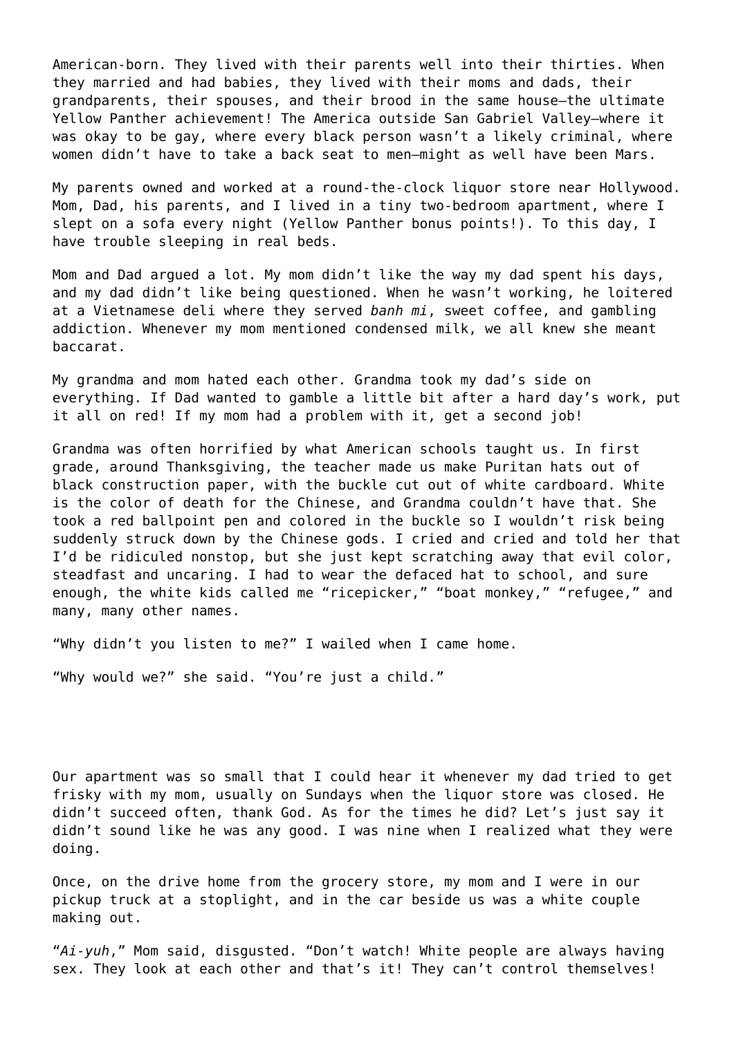American-born. They lived with their parents well into their thirties. When they married and had babies, they lived with their moms and dads, their grandparents, their spouses, and their brood in the same house—the ultimate Yellow Panther achievement! The America outside San Gabriel Valley—where it was okay to be gay, where every black person wasn't a likely criminal, where women didn't have to take a back seat to men—might as well have been Mars.

My parents owned and worked at a round-the-clock liquor store near Hollywood. Mom, Dad, his parents, and I lived in a tiny two-bedroom apartment, where I slept on a sofa every night (Yellow Panther bonus points!). To this day, I have trouble sleeping in real beds.

Mom and Dad argued a lot. My mom didn't like the way my dad spent his days, and my dad didn't like being questioned. When he wasn't working, he loitered at a Vietnamese deli where they served *banh mi*, sweet coffee, and gambling addiction. Whenever my mom mentioned condensed milk, we all knew she meant baccarat.

My grandma and mom hated each other. Grandma took my dad's side on everything. If Dad wanted to gamble a little bit after a hard day's work, put it all on red! If my mom had a problem with it, get a second job!

Grandma was often horrified by what American schools taught us. In first grade, around Thanksgiving, the teacher made us make Puritan hats out of black construction paper, with the buckle cut out of white cardboard. White is the color of death for the Chinese, and Grandma couldn't have that. She took a red ballpoint pen and colored in the buckle so I wouldn't risk being suddenly struck down by the Chinese gods. I cried and cried and told her that I'd be ridiculed nonstop, but she just kept scratching away that evil color, steadfast and uncaring. I had to wear the defaced hat to school, and sure enough, the white kids called me "ricepicker," "boat monkey," "refugee," and many, many other names.

"Why didn't you listen to me?" I wailed when I came home.

"Why would we?" she said. "You're just a child."

Our apartment was so small that I could hear it whenever my dad tried to get frisky with my mom, usually on Sundays when the liquor store was closed. He didn't succeed often, thank God. As for the times he did? Let's just say it didn't sound like he was any good. I was nine when I realized what they were doing.

Once, on the drive home from the grocery store, my mom and I were in our pickup truck at a stoplight, and in the car beside us was a white couple making out.

"*Ai-yuh*," Mom said, disgusted. "Don't watch! White people are always having sex. They look at each other and that's it! They can't control themselves!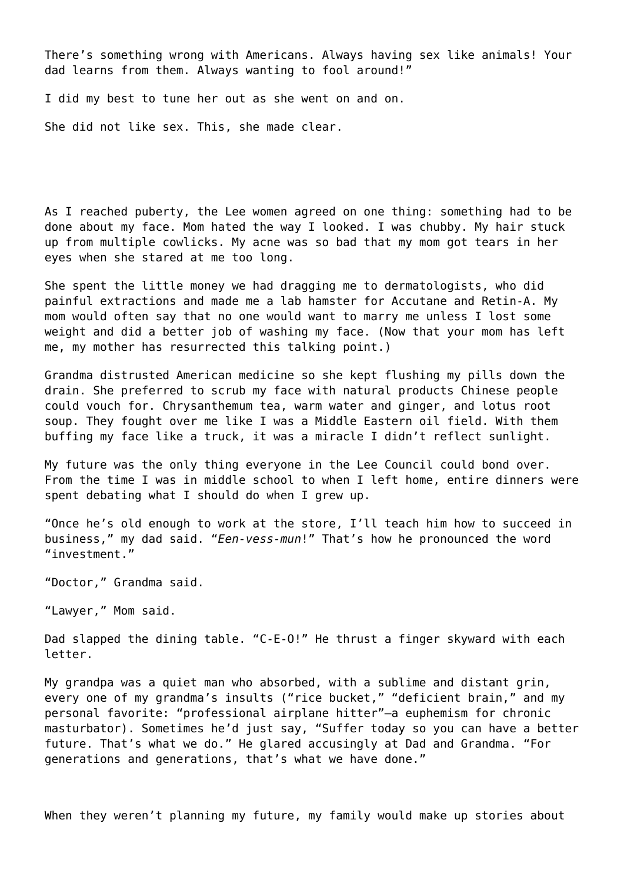There's something wrong with Americans. Always having sex like animals! Your dad learns from them. Always wanting to fool around!"

I did my best to tune her out as she went on and on.

She did not like sex. This, she made clear.

As I reached puberty, the Lee women agreed on one thing: something had to be done about my face. Mom hated the way I looked. I was chubby. My hair stuck up from multiple cowlicks. My acne was so bad that my mom got tears in her eyes when she stared at me too long.

She spent the little money we had dragging me to dermatologists, who did painful extractions and made me a lab hamster for Accutane and Retin-A. My mom would often say that no one would want to marry me unless I lost some weight and did a better job of washing my face. (Now that your mom has left me, my mother has resurrected this talking point.)

Grandma distrusted American medicine so she kept flushing my pills down the drain. She preferred to scrub my face with natural products Chinese people could vouch for. Chrysanthemum tea, warm water and ginger, and lotus root soup. They fought over me like I was a Middle Eastern oil field. With them buffing my face like a truck, it was a miracle I didn't reflect sunlight.

My future was the only thing everyone in the Lee Council could bond over. From the time I was in middle school to when I left home, entire dinners were spent debating what I should do when I grew up.

"Once he's old enough to work at the store, I'll teach him how to succeed in business," my dad said. "*Een-vess-mun*!" That's how he pronounced the word "investment."

"Doctor," Grandma said.

"Lawyer," Mom said.

Dad slapped the dining table. "C-E-O!" He thrust a finger skyward with each letter.

My grandpa was a quiet man who absorbed, with a sublime and distant grin, every one of my grandma's insults ("rice bucket," "deficient brain," and my personal favorite: "professional airplane hitter"—a euphemism for chronic masturbator). Sometimes he'd just say, "Suffer today so you can have a better future. That's what we do." He glared accusingly at Dad and Grandma. "For generations and generations, that's what we have done."

When they weren't planning my future, my family would make up stories about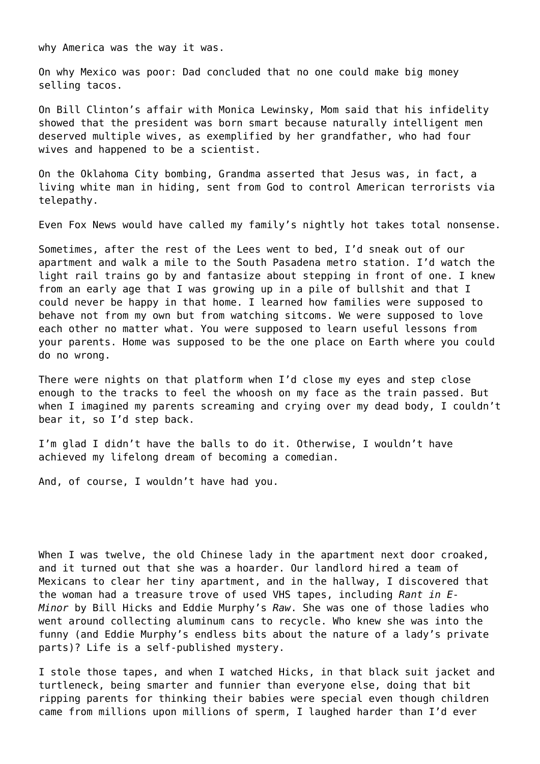why America was the way it was.

On why Mexico was poor: Dad concluded that no one could make big money selling tacos.

On Bill Clinton's affair with Monica Lewinsky, Mom said that his infidelity showed that the president was born smart because naturally intelligent men deserved multiple wives, as exemplified by her grandfather, who had four wives and happened to be a scientist.

On the Oklahoma City bombing, Grandma asserted that Jesus was, in fact, a living white man in hiding, sent from God to control American terrorists via telepathy.

Even Fox News would have called my family's nightly hot takes total nonsense.

Sometimes, after the rest of the Lees went to bed, I'd sneak out of our apartment and walk a mile to the South Pasadena metro station. I'd watch the light rail trains go by and fantasize about stepping in front of one. I knew from an early age that I was growing up in a pile of bullshit and that I could never be happy in that home. I learned how families were supposed to behave not from my own but from watching sitcoms. We were supposed to love each other no matter what. You were supposed to learn useful lessons from your parents. Home was supposed to be the one place on Earth where you could do no wrong.

There were nights on that platform when I'd close my eyes and step close enough to the tracks to feel the whoosh on my face as the train passed. But when I imagined my parents screaming and crying over my dead body, I couldn't bear it, so I'd step back.

I'm glad I didn't have the balls to do it. Otherwise, I wouldn't have achieved my lifelong dream of becoming a comedian.

And, of course, I wouldn't have had you.

When I was twelve, the old Chinese lady in the apartment next door croaked, and it turned out that she was a hoarder. Our landlord hired a team of Mexicans to clear her tiny apartment, and in the hallway, I discovered that the woman had a treasure trove of used VHS tapes, including *Rant in E-Minor* by Bill Hicks and Eddie Murphy's *Raw*. She was one of those ladies who went around collecting aluminum cans to recycle. Who knew she was into the funny (and Eddie Murphy's endless bits about the nature of a lady's private parts)? Life is a self-published mystery.

I stole those tapes, and when I watched Hicks, in that black suit jacket and turtleneck, being smarter and funnier than everyone else, doing that bit ripping parents for thinking their babies were special even though children came from millions upon millions of sperm, I laughed harder than I'd ever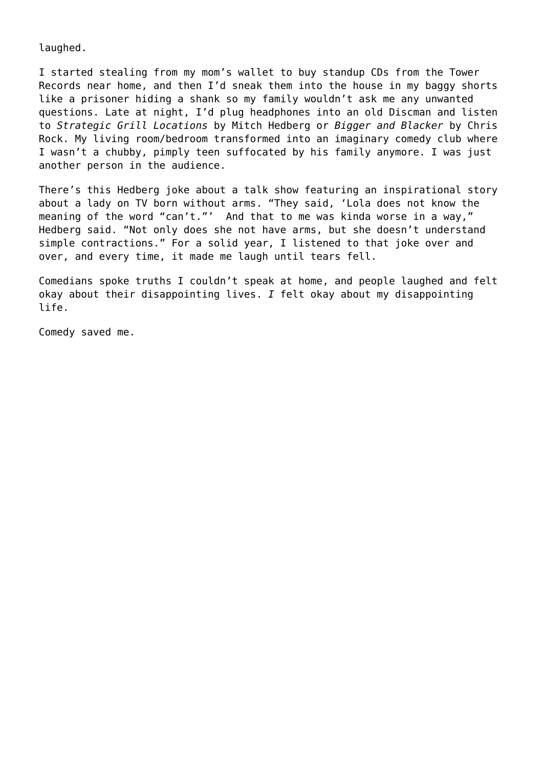laughed.

I started stealing from my mom’s wallet to buy standup CDs from the Tower Records near home, and then I’d sneak them into the house in my baggy shorts like a prisoner hiding a shank so my family wouldn’t ask me any unwanted questions. Late at night, I’d plug headphones into an old Discman and listen to *Strategic Grill Locations* by Mitch Hedberg or *Bigger and Blacker* by Chris Rock. My living room/bedroom transformed into an imaginary comedy club where I wasn’t a chubby, pimply teen suffocated by his family anymore. I was just another person in the audience.

There’s this Hedberg joke about a talk show featuring an inspirational story about a lady on TV born without arms. “They said, ‘Lola does not know the meaning of the word “can’t.”’  And that to me was kinda worse in a way,” Hedberg said. “Not only does she not have arms, but she doesn’t understand simple contractions.” For a solid year, I listened to that joke over and over, and every time, it made me laugh until tears fell.

Comedians spoke truths I couldn’t speak at home, and people laughed and felt okay about their disappointing lives. *I* felt okay about my disappointing life.

Comedy saved me.